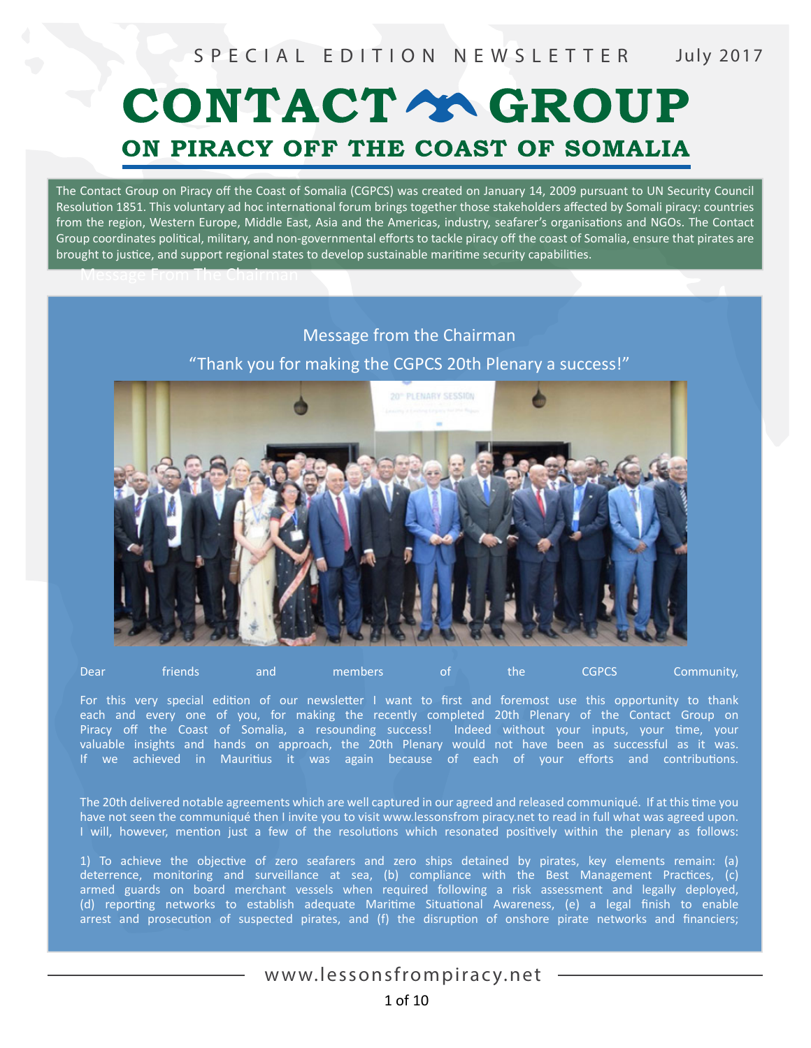SPECIAL EDITION NEWSLETTER July 2017

# CONTACT GROUP

## ON PIRACY OFF THE COAST OF SOMALIA

The Contact Group on Piracy off the Coast of Somalia (CGPCS) was created on January 14, 2009 pursuant to UN Security Council Resolution 1851. This voluntary ad hoc international forum brings together those stakeholders affected by Somali piracy: countries from the region, Western Europe, Middle East, Asia and the Americas, industry, seafarer's organisations and NGOs. The Contact Group coordinates political, military, and non-governmental efforts to tackle piracy off the coast of Somalia, ensure that pirates are brought to justice, and support regional states to develop sustainable maritime security capabilities.

Message From The Chairman

### Message from the Chairman

### "Thank you for making the CGPCS 20th Plenary a success!"

Dear friends and members of the CGPCS Community,

For this very special edition of our newsletter I want to first and foremost use this opportunity to thank each and every one of you, for making the recently completed 20th Plenary of the Contact Group on Piracy off the Coast of Somalia, a resounding success! Indeed without your inputs, your time, your valuable insights and hands on approach, the 20th Plenary would not have been as successful as it was. If we achieved in Mauritius it was again because of each of your efforts and contributions.

The 20th delivered notable agreements which are well captured in our agreed and released communiqué. If at this time you have not seen the communiqué then I invite you to visit www.lessonsfrom piracy.net to read in full what was agreed upon. I will, however, mention just a few of the resolutions which resonated positively within the plenary as follows:

1) To achieve the objective of zero seafarers and zero ships detained by pirates, key elements remain: (a) deterrence, monitoring and surveillance at sea, (b) compliance with the Best Management Practices, (c) armed guards on board merchant vessels when required following a risk assessment and legally deployed, (d) reporting networks to establish adequate Maritime Situational Awareness, (e) a legal finish to enable arrest and prosecution of suspected pirates, and (f) the disruption of onshore pirate networks and financiers;

www.lessonsfrompiracy.net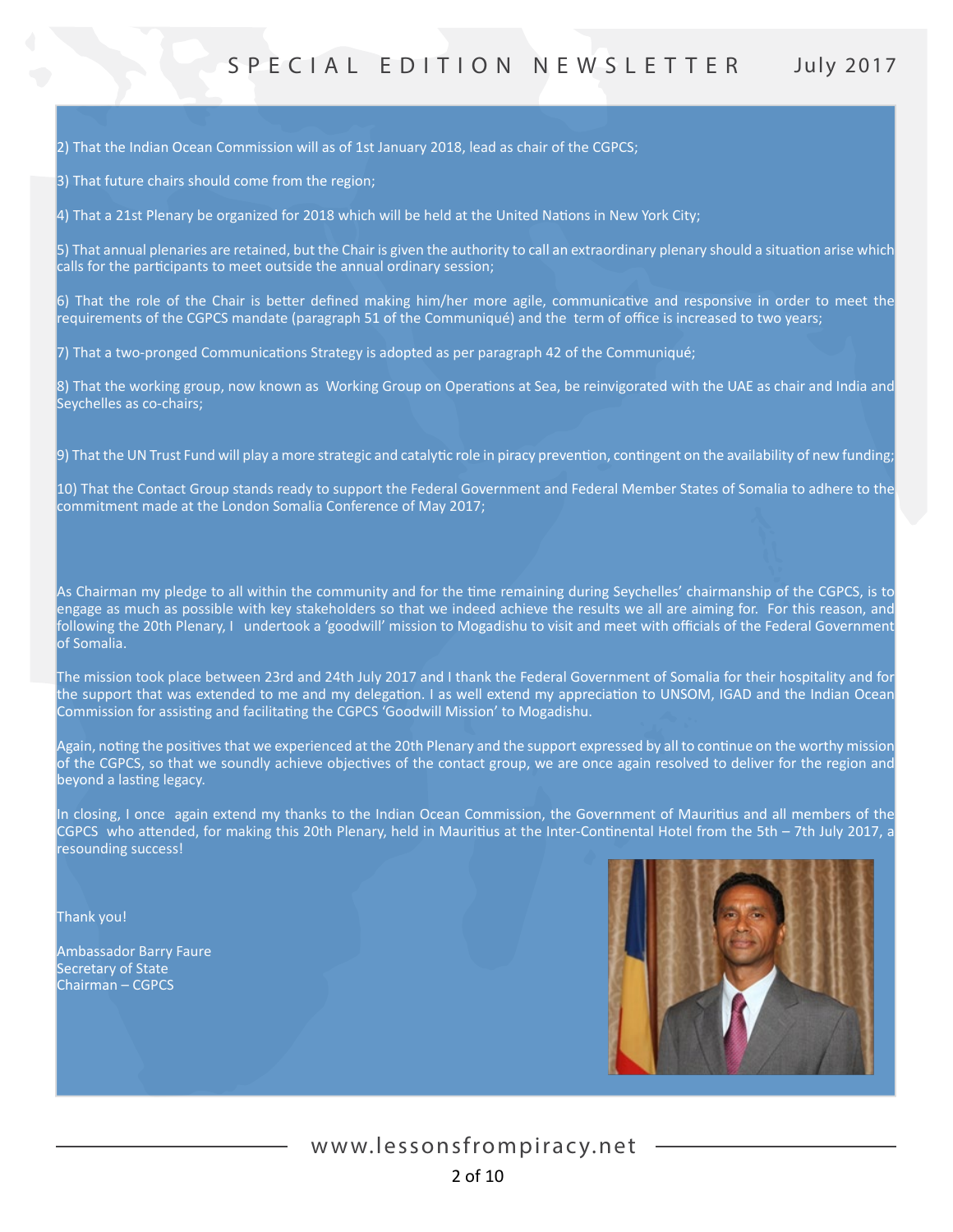2) That the Indian Ocean Commission will as of 1st January 2018, lead as chair of the CGPCS;

3) That future chairs should come from the region;

4) That a 21st Plenary be organized for 2018 which will be held at the United Nations in New York City;

5) That annual plenaries are retained, but the Chair is given the authority to call an extraordinary plenary should a situation arise which calls for the participants to meet outside the annual ordinary session;

6) That the role of the Chair is better defined making him/her more agile, communicative and responsive in order to meet the requirements of the CGPCS mandate (paragraph 51 of the Communiqué) and the term of office is increased to two years;

7) That a two-pronged Communications Strategy is adopted as per paragraph 42 of the Communiqué;

8) That the working group, now known as Working Group on Operations at Sea, be reinvigorated with the UAE as chair and India and Seychelles as co-chairs;

9) That the UN Trust Fund will play a more strategic and catalytic role in piracy prevention, contingent on the availability of new funding;

10) That the Contact Group stands ready to support the Federal Government and Federal Member States of Somalia to adhere to the commitment made at the London Somalia Conference of May 2017;

As Chairman my pledge to all within the community and for the time remaining during Seychelles' chairmanship of the CGPCS, is to engage as much as possible with key stakeholders so that we indeed achieve the results we all are aiming for. For this reason, and following the 20th Plenary, I undertook a 'goodwill' mission to Mogadishu to visit and meet with officials of the Federal Government of Somalia.

The mission took place between 23rd and 24th July 2017 and I thank the Federal Government of Somalia for their hospitality and for the support that was extended to me and my delegation. I as well extend my appreciation to UNSOM, IGAD and the Indian Ocean Commission for assisting and facilitating the CGPCS 'Goodwill Mission' to Mogadishu.

Again, noting the positives that we experienced at the 20th Plenary and the support expressed by all to continue on the worthy mission of the CGPCS, so that we soundly achieve objectives of the contact group, we are once again resolved to deliver for the region and beyond a lasting legacy.

In closing, I once again extend my thanks to the Indian Ocean Commission, the Government of Mauritius and all members of the CGPCS who attended, for making this 20th Plenary, held in Mauritius at the Inter-Continental Hotel from the 5th – 7th July 2017, a resounding success!

Thank you!

Ambassador Barry Faure
Secretary of State
Chairman – CGPCS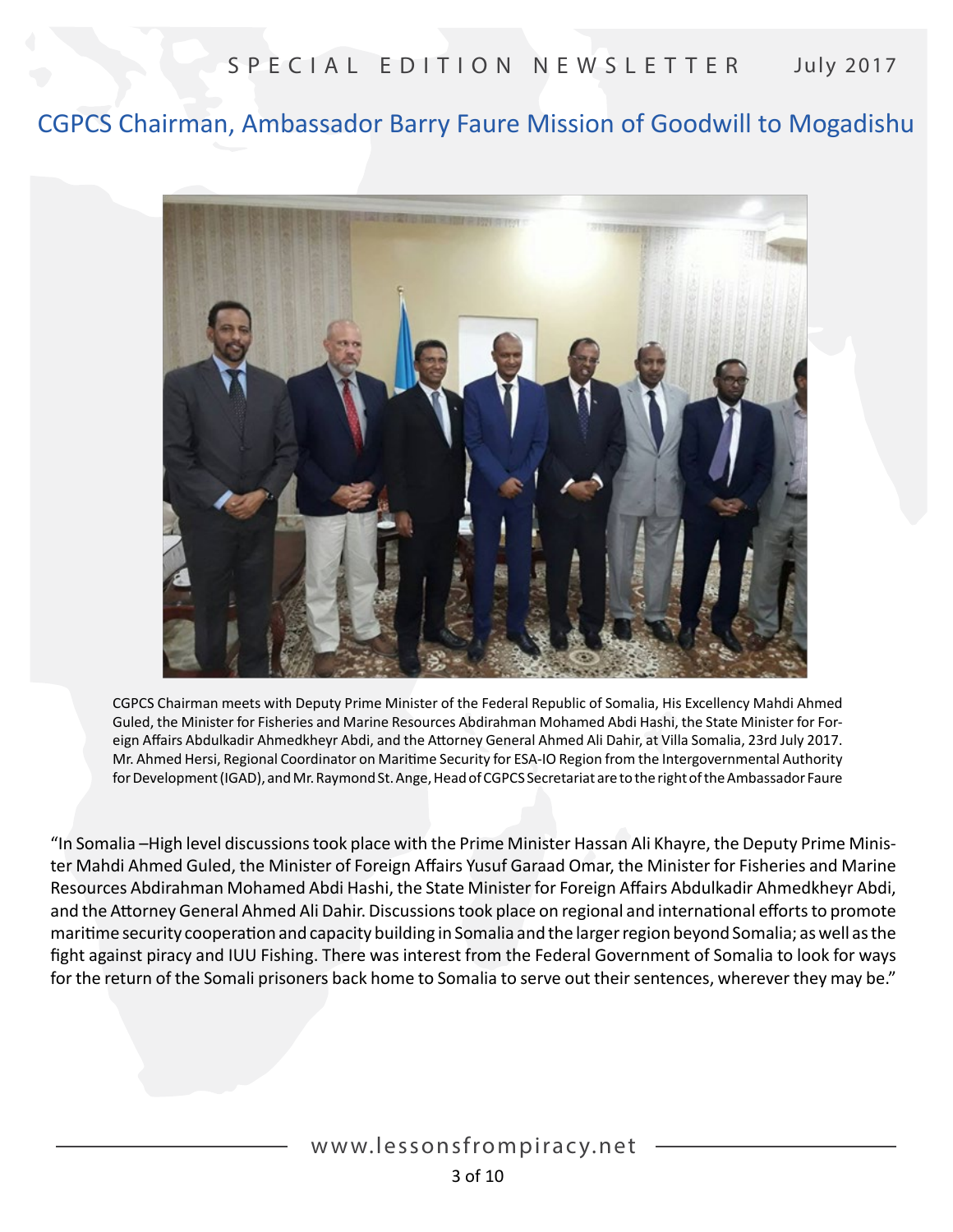# CGPCS Chairman, Ambassador Barry Faure Mission of Goodwill to Mogadishu

CGPCS Chairman meets with Deputy Prime Minister of the Federal Republic of Somalia, His Excellency Mahdi Ahmed Guled, the Minister for Fisheries and Marine Resources Abdirahman Mohamed Abdi Hashi, the State Minister for Foreign Affairs Abdulkadir Ahmedkheyr Abdi, and the Attorney General Ahmed Ali Dahir, at Villa Somalia, 23rd July 2017. Mr. Ahmed Hersi, Regional Coordinator on Maritime Security for ESA-IO Region from the Intergovernmental Authority for Development (IGAD), and Mr. Raymond St. Ange, Head of CGPCS Secretariat are to the right of the Ambassador Faure

"In Somalia –High level discussions took place with the Prime Minister Hassan Ali Khayre, the Deputy Prime Minister Mahdi Ahmed Guled, the Minister of Foreign Affairs Yusuf Garaad Omar, the Minister for Fisheries and Marine Resources Abdirahman Mohamed Abdi Hashi, the State Minister for Foreign Affairs Abdulkadir Ahmedkheyr Abdi, and the Attorney General Ahmed Ali Dahir. Discussions took place on regional and international efforts to promote maritime security cooperation and capacity building in Somalia and the larger region beyond Somalia; as well as the fight against piracy and IUU Fishing. There was interest from the Federal Government of Somalia to look for ways for the return of the Somali prisoners back home to Somalia to serve out their sentences, wherever they may be."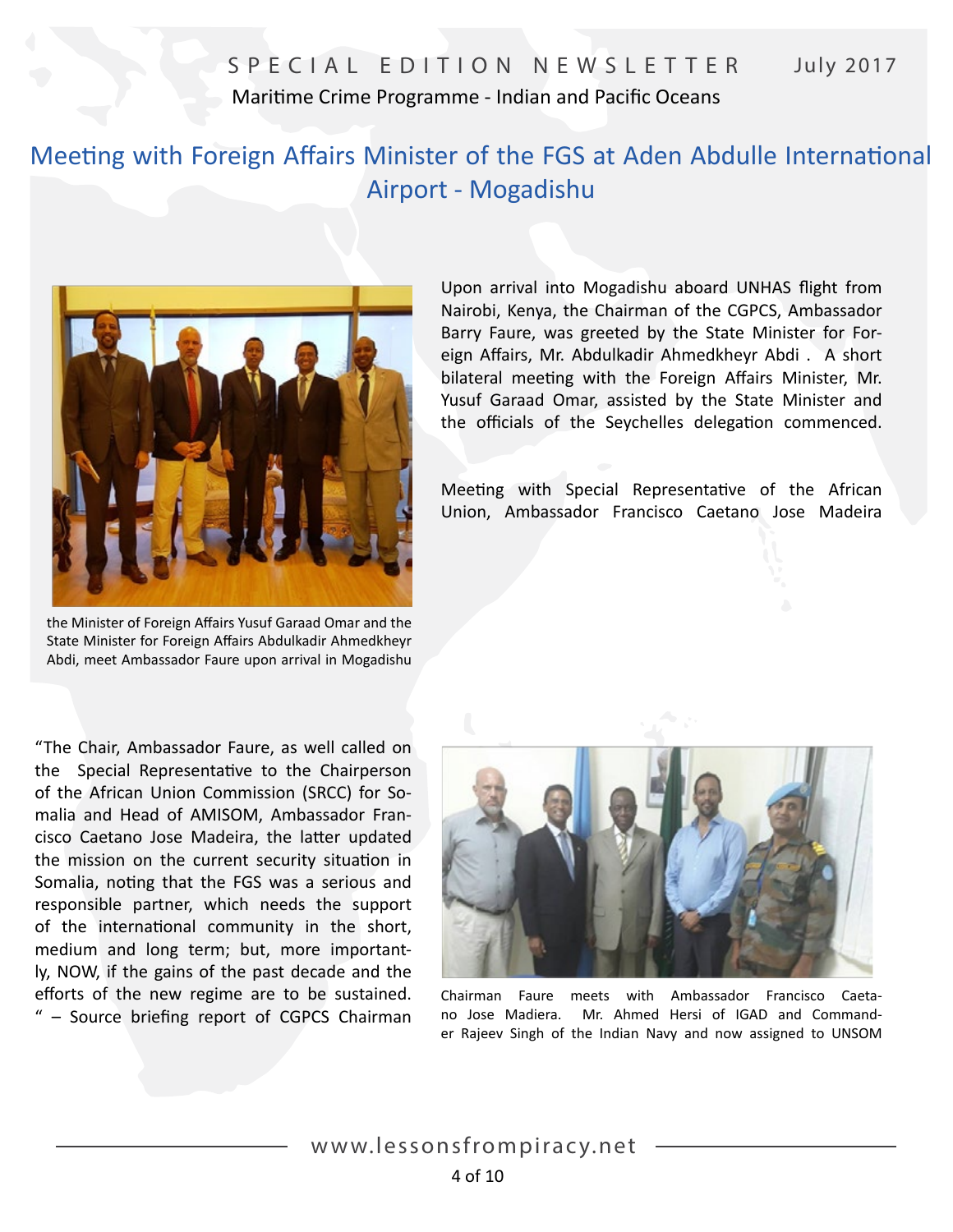# Meeting with Foreign Affairs Minister of the FGS at Aden Abdulle International Airport - Mogadishu

the Minister of Foreign Affairs Yusuf Garaad Omar and the State Minister for Foreign Affairs Abdulkadir Ahmedkheyr Abdi, meet Ambassador Faure upon arrival in Mogadishu

Upon arrival into Mogadishu aboard UNHAS flight from Nairobi, Kenya, the Chairman of the CGPCS, Ambassador Barry Faure, was greeted by the State Minister for Foreign Affairs, Mr. Abdulkadir Ahmedkheyr Abdi . A short bilateral meeting with the Foreign Affairs Minister, Mr. Yusuf Garaad Omar, assisted by the State Minister and the officials of the Seychelles delegation commenced.

Meeting with Special Representative of the African Union, Ambassador Francisco Caetano Jose Madeira

"The Chair, Ambassador Faure, as well called on the Special Representative to the Chairperson of the African Union Commission (SRCC) for Somalia and Head of AMISOM, Ambassador Francisco Caetano Jose Madeira, the latter updated the mission on the current security situation in Somalia, noting that the FGS was a serious and responsible partner, which needs the support of the international community in the short, medium and long term; but, more importantly, NOW, if the gains of the past decade and the efforts of the new regime are to be sustained. " – Source briefing report of CGPCS Chairman

Chairman Faure meets with Ambassador Francisco Caetano Jose Madiera. Mr. Ahmed Hersi of IGAD and Commander Rajeev Singh of the Indian Navy and now assigned to UNSOM

www.lessonsfrompiracy.net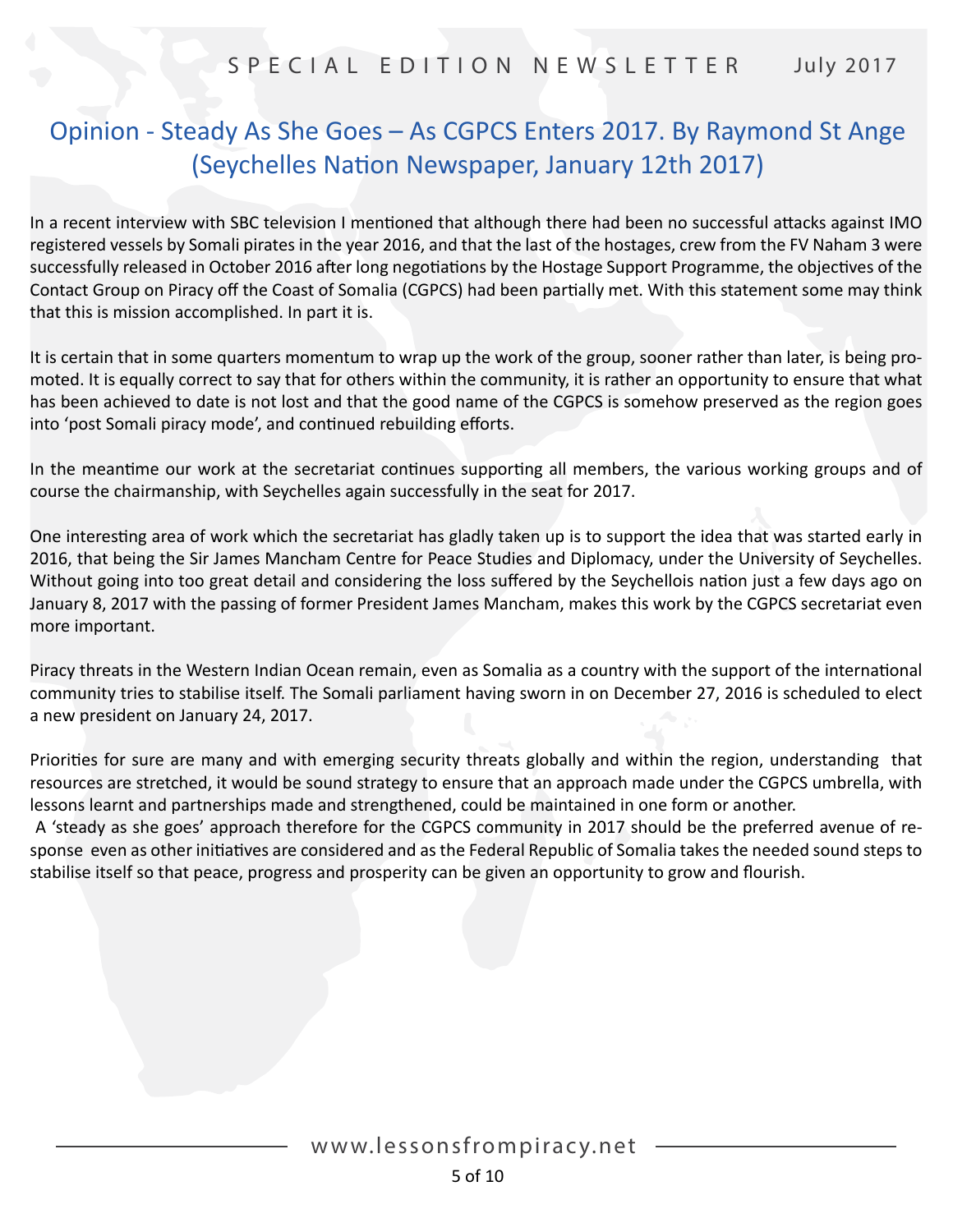# Opinion - Steady As She Goes – As CGPCS Enters 2017. By Raymond St Ange (Seychelles Nation Newspaper, January 12th 2017)

In a recent interview with SBC television I mentioned that although there had been no successful attacks against IMO registered vessels by Somali pirates in the year 2016, and that the last of the hostages, crew from the FV Naham 3 were successfully released in October 2016 after long negotiations by the Hostage Support Programme, the objectives of the Contact Group on Piracy off the Coast of Somalia (CGPCS) had been partially met. With this statement some may think that this is mission accomplished. In part it is.

It is certain that in some quarters momentum to wrap up the work of the group, sooner rather than later, is being promoted. It is equally correct to say that for others within the community, it is rather an opportunity to ensure that what has been achieved to date is not lost and that the good name of the CGPCS is somehow preserved as the region goes into 'post Somali piracy mode', and continued rebuilding efforts.

In the meantime our work at the secretariat continues supporting all members, the various working groups and of course the chairmanship, with Seychelles again successfully in the seat for 2017.

One interesting area of work which the secretariat has gladly taken up is to support the idea that was started early in 2016, that being the Sir James Mancham Centre for Peace Studies and Diplomacy, under the University of Seychelles. Without going into too great detail and considering the loss suffered by the Seychellois nation just a few days ago on January 8, 2017 with the passing of former President James Mancham, makes this work by the CGPCS secretariat even more important.

Piracy threats in the Western Indian Ocean remain, even as Somalia as a country with the support of the international community tries to stabilise itself. The Somali parliament having sworn in on December 27, 2016 is scheduled to elect a new president on January 24, 2017.

Priorities for sure are many and with emerging security threats globally and within the region, understanding that resources are stretched, it would be sound strategy to ensure that an approach made under the CGPCS umbrella, with lessons learnt and partnerships made and strengthened, could be maintained in one form or another.

A 'steady as she goes' approach therefore for the CGPCS community in 2017 should be the preferred avenue of response even as other initiatives are considered and as the Federal Republic of Somalia takes the needed sound steps to stabilise itself so that peace, progress and prosperity can be given an opportunity to grow and flourish.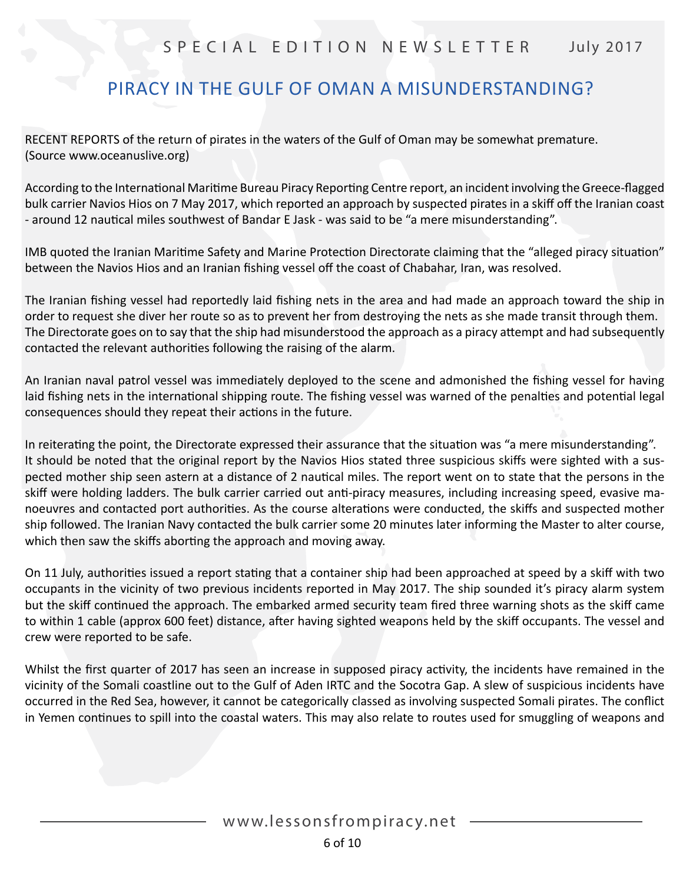# PIRACY IN THE GULF OF OMAN A MISUNDERSTANDING?

RECENT REPORTS of the return of pirates in the waters of the Gulf of Oman may be somewhat premature. (Source www.oceanuslive.org)

According to the International Maritime Bureau Piracy Reporting Centre report, an incident involving the Greece-flagged bulk carrier Navios Hios on 7 May 2017, which reported an approach by suspected pirates in a skiff off the Iranian coast - around 12 nautical miles southwest of Bandar E Jask - was said to be "a mere misunderstanding".

IMB quoted the Iranian Maritime Safety and Marine Protection Directorate claiming that the "alleged piracy situation" between the Navios Hios and an Iranian fishing vessel off the coast of Chabahar, Iran, was resolved.

The Iranian fishing vessel had reportedly laid fishing nets in the area and had made an approach toward the ship in order to request she diver her route so as to prevent her from destroying the nets as she made transit through them. The Directorate goes on to say that the ship had misunderstood the approach as a piracy attempt and had subsequently contacted the relevant authorities following the raising of the alarm.

An Iranian naval patrol vessel was immediately deployed to the scene and admonished the fishing vessel for having laid fishing nets in the international shipping route. The fishing vessel was warned of the penalties and potential legal consequences should they repeat their actions in the future.

In reiterating the point, the Directorate expressed their assurance that the situation was "a mere misunderstanding". It should be noted that the original report by the Navios Hios stated three suspicious skiffs were sighted with a suspected mother ship seen astern at a distance of 2 nautical miles. The report went on to state that the persons in the skiff were holding ladders. The bulk carrier carried out anti-piracy measures, including increasing speed, evasive manoeuvres and contacted port authorities. As the course alterations were conducted, the skiffs and suspected mother ship followed. The Iranian Navy contacted the bulk carrier some 20 minutes later informing the Master to alter course, which then saw the skiffs aborting the approach and moving away.

On 11 July, authorities issued a report stating that a container ship had been approached at speed by a skiff with two occupants in the vicinity of two previous incidents reported in May 2017. The ship sounded it's piracy alarm system but the skiff continued the approach. The embarked armed security team fired three warning shots as the skiff came to within 1 cable (approx 600 feet) distance, after having sighted weapons held by the skiff occupants. The vessel and crew were reported to be safe.

Whilst the first quarter of 2017 has seen an increase in supposed piracy activity, the incidents have remained in the vicinity of the Somali coastline out to the Gulf of Aden IRTC and the Socotra Gap. A slew of suspicious incidents have occurred in the Red Sea, however, it cannot be categorically classed as involving suspected Somali pirates. The conflict in Yemen continues to spill into the coastal waters. This may also relate to routes used for smuggling of weapons and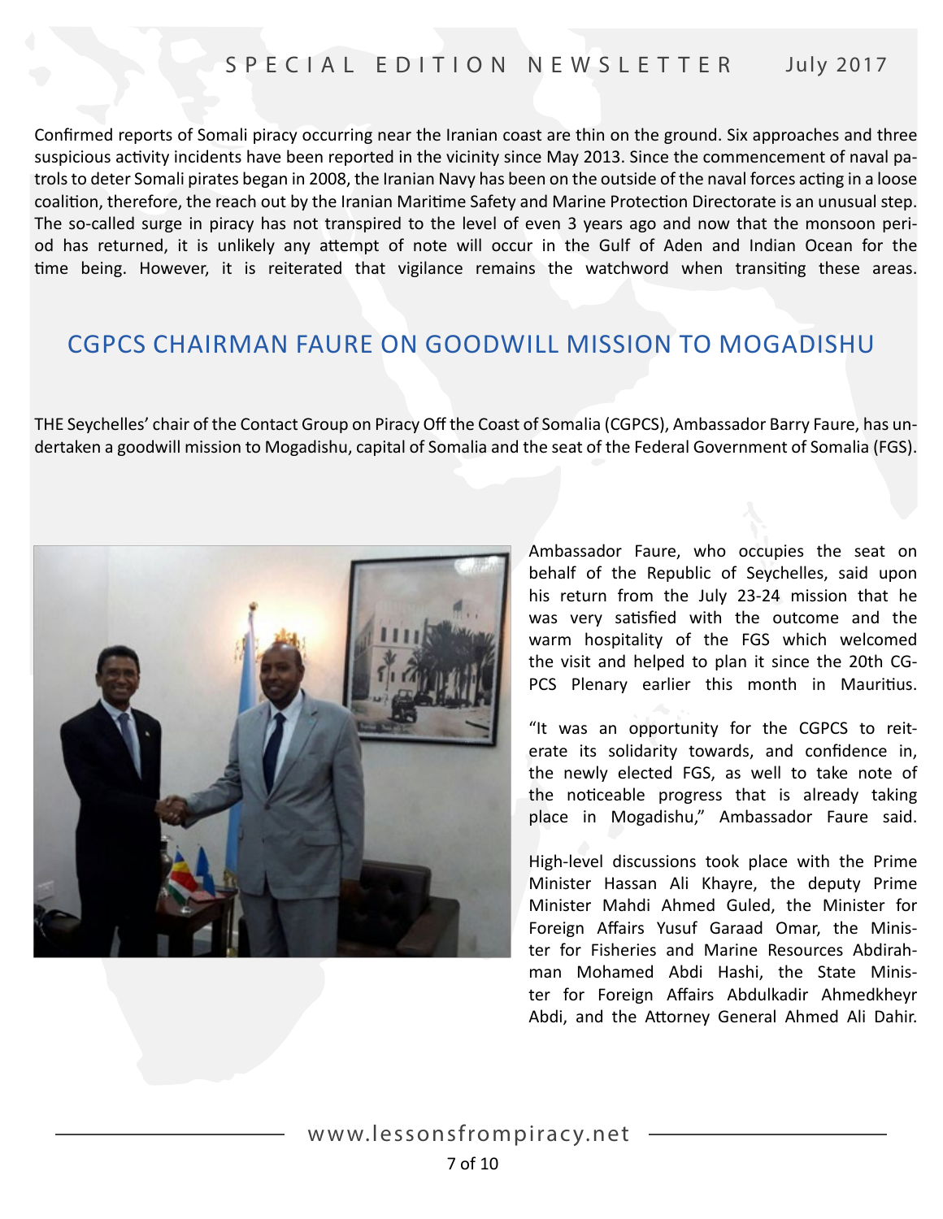Confirmed reports of Somali piracy occurring near the Iranian coast are thin on the ground. Six approaches and three suspicious activity incidents have been reported in the vicinity since May 2013. Since the commencement of naval patrols to deter Somali pirates began in 2008, the Iranian Navy has been on the outside of the naval forces acting in a loose coalition, therefore, the reach out by the Iranian Maritime Safety and Marine Protection Directorate is an unusual step. The so-called surge in piracy has not transpired to the level of even 3 years ago and now that the monsoon period has returned, it is unlikely any attempt of note will occur in the Gulf of Aden and Indian Ocean for the time being. However, it is reiterated that vigilance remains the watchword when transiting these areas.

## CGPCS CHAIRMAN FAURE ON GOODWILL MISSION TO MOGADISHU

THE Seychelles' chair of the Contact Group on Piracy Off the Coast of Somalia (CGPCS), Ambassador Barry Faure, has undertaken a goodwill mission to Mogadishu, capital of Somalia and the seat of the Federal Government of Somalia (FGS).

Ambassador Faure, who occupies the seat on behalf of the Republic of Seychelles, said upon his return from the July 23-24 mission that he was very satisfied with the outcome and the warm hospitality of the FGS which welcomed the visit and helped to plan it since the 20th CGPCS Plenary earlier this month in Mauritius.

"It was an opportunity for the CGPCS to reiterate its solidarity towards, and confidence in, the newly elected FGS, as well to take note of the noticeable progress that is already taking place in Mogadishu," Ambassador Faure said.

High-level discussions took place with the Prime Minister Hassan Ali Khayre, the deputy Prime Minister Mahdi Ahmed Guled, the Minister for Foreign Affairs Yusuf Garaad Omar, the Minister for Fisheries and Marine Resources Abdirahman Mohamed Abdi Hashi, the State Minister for Foreign Affairs Abdulkadir Ahmedkheyr Abdi, and the Attorney General Ahmed Ali Dahir.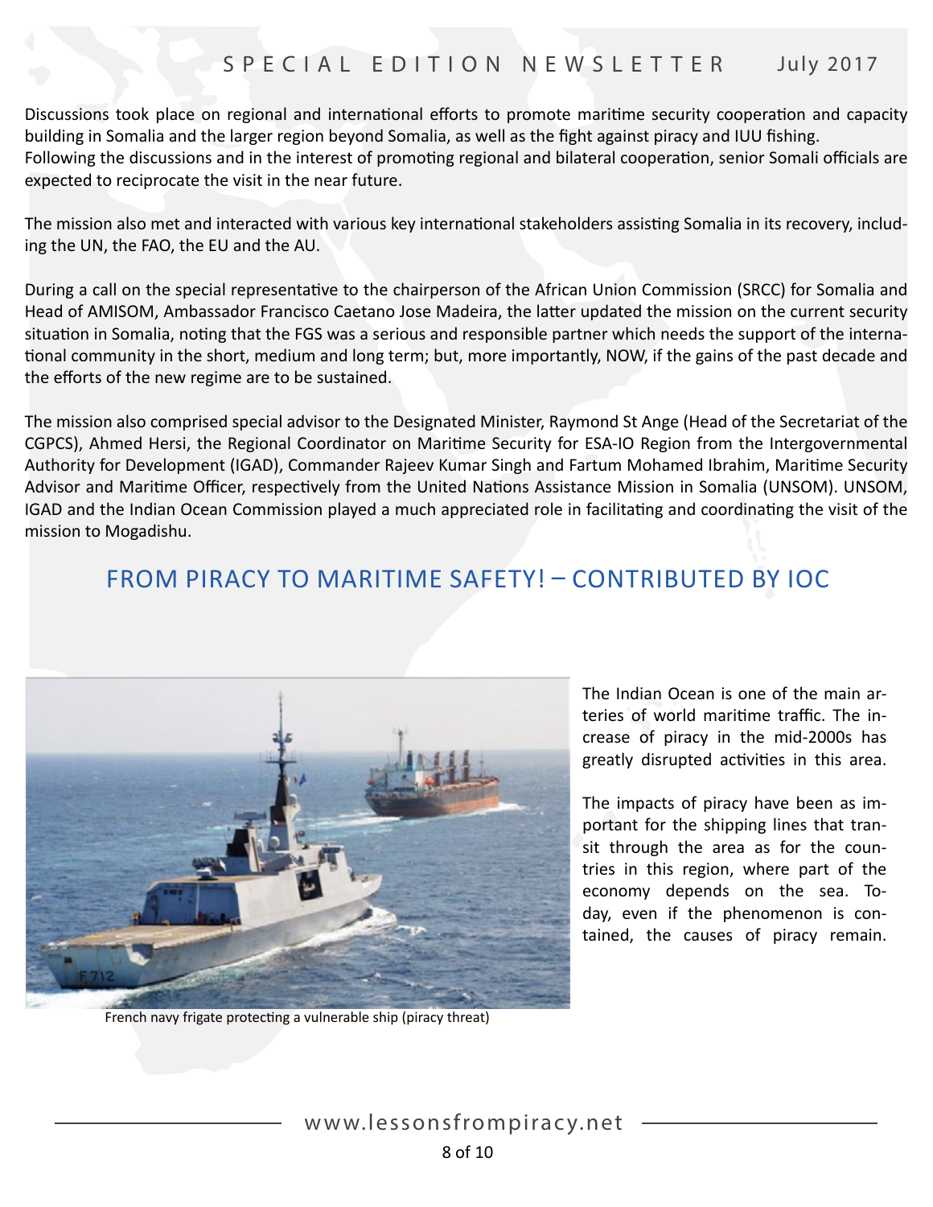Discussions took place on regional and international efforts to promote maritime security cooperation and capacity building in Somalia and the larger region beyond Somalia, as well as the fight against piracy and IUU fishing. Following the discussions and in the interest of promoting regional and bilateral cooperation, senior Somali officials are expected to reciprocate the visit in the near future.

The mission also met and interacted with various key international stakeholders assisting Somalia in its recovery, including the UN, the FAO, the EU and the AU.

During a call on the special representative to the chairperson of the African Union Commission (SRCC) for Somalia and Head of AMISOM, Ambassador Francisco Caetano Jose Madeira, the latter updated the mission on the current security situation in Somalia, noting that the FGS was a serious and responsible partner which needs the support of the international community in the short, medium and long term; but, more importantly, NOW, if the gains of the past decade and the efforts of the new regime are to be sustained.

The mission also comprised special advisor to the Designated Minister, Raymond St Ange (Head of the Secretariat of the CGPCS), Ahmed Hersi, the Regional Coordinator on Maritime Security for ESA-IO Region from the Intergovernmental Authority for Development (IGAD), Commander Rajeev Kumar Singh and Fartum Mohamed Ibrahim, Maritime Security Advisor and Maritime Officer, respectively from the United Nations Assistance Mission in Somalia (UNSOM). UNSOM, IGAD and the Indian Ocean Commission played a much appreciated role in facilitating and coordinating the visit of the mission to Mogadishu.

## FROM PIRACY TO MARITIME SAFETY! – CONTRIBUTED BY IOC

French navy frigate protecting a vulnerable ship (piracy threat)

The Indian Ocean is one of the main arteries of world maritime traffic. The increase of piracy in the mid-2000s has greatly disrupted activities in this area.

The impacts of piracy have been as important for the shipping lines that transit through the area as for the countries in this region, where part of the economy depends on the sea. Today, even if the phenomenon is contained, the causes of piracy remain.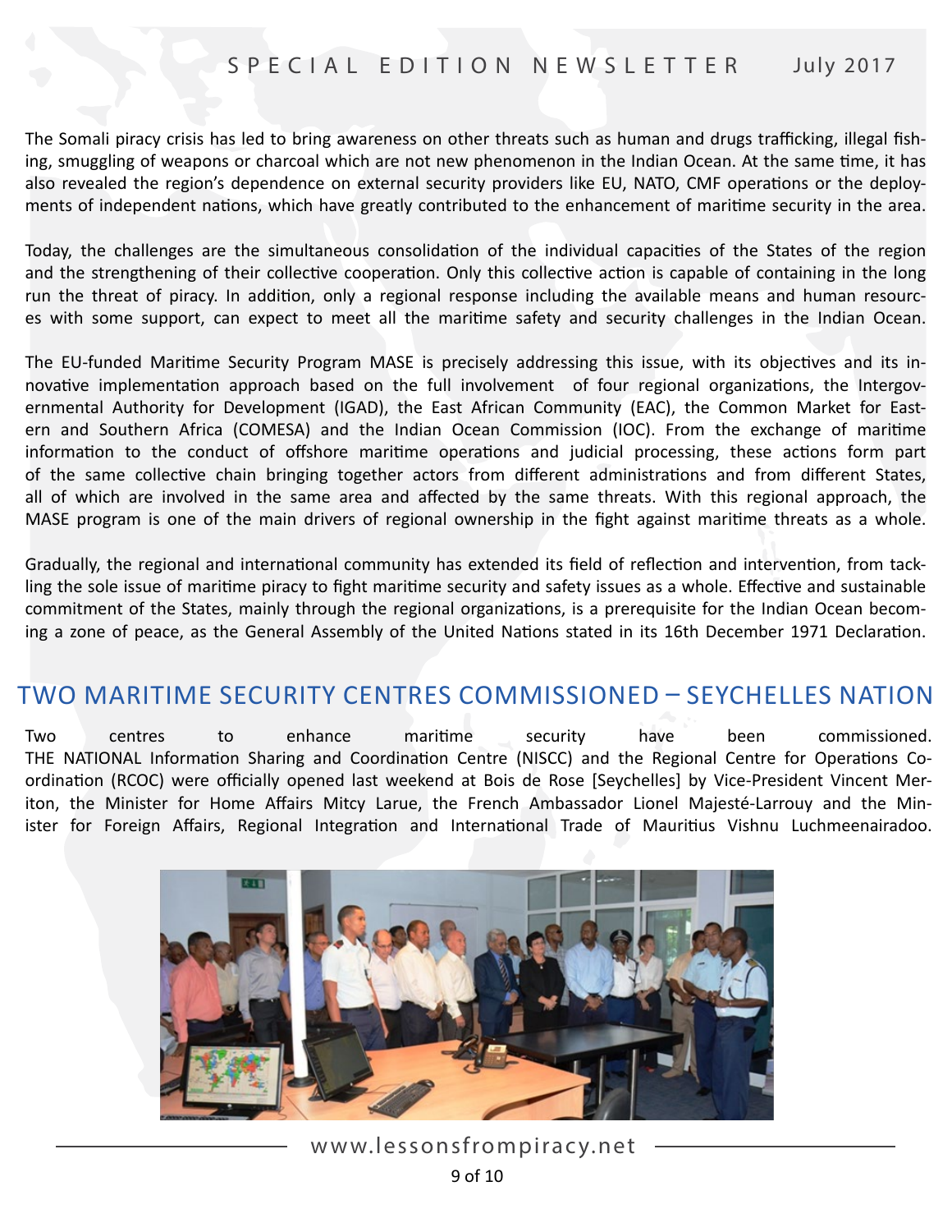The Somali piracy crisis has led to bring awareness on other threats such as human and drugs trafficking, illegal fishing, smuggling of weapons or charcoal which are not new phenomenon in the Indian Ocean. At the same time, it has also revealed the region's dependence on external security providers like EU, NATO, CMF operations or the deployments of independent nations, which have greatly contributed to the enhancement of maritime security in the area.

Today, the challenges are the simultaneous consolidation of the individual capacities of the States of the region and the strengthening of their collective cooperation. Only this collective action is capable of containing in the long run the threat of piracy. In addition, only a regional response including the available means and human resources with some support, can expect to meet all the maritime safety and security challenges in the Indian Ocean.

The EU-funded Maritime Security Program MASE is precisely addressing this issue, with its objectives and its innovative implementation approach based on the full involvement of four regional organizations, the Intergovernmental Authority for Development (IGAD), the East African Community (EAC), the Common Market for Eastern and Southern Africa (COMESA) and the Indian Ocean Commission (IOC). From the exchange of maritime information to the conduct of offshore maritime operations and judicial processing, these actions form part of the same collective chain bringing together actors from different administrations and from different States, all of which are involved in the same area and affected by the same threats. With this regional approach, the MASE program is one of the main drivers of regional ownership in the fight against maritime threats as a whole.

Gradually, the regional and international community has extended its field of reflection and intervention, from tackling the sole issue of maritime piracy to fight maritime security and safety issues as a whole. Effective and sustainable commitment of the States, mainly through the regional organizations, is a prerequisite for the Indian Ocean becoming a zone of peace, as the General Assembly of the United Nations stated in its 16th December 1971 Declaration.

## TWO MARITIME SECURITY CENTRES COMMISSIONED – SEYCHELLES NATION

Two centres to enhance maritime security have been commissioned.
THE NATIONAL Information Sharing and Coordination Centre (NISCC) and the Regional Centre for Operations Coordination (RCOC) were officially opened last weekend at Bois de Rose [Seychelles] by Vice-President Vincent Meriton, the Minister for Home Affairs Mitcy Larue, the French Ambassador Lionel Majesté-Larrouy and the Minister for Foreign Affairs, Regional Integration and International Trade of Mauritius Vishnu Luchmeenairadoo.

www.lessonsfrompiracy.net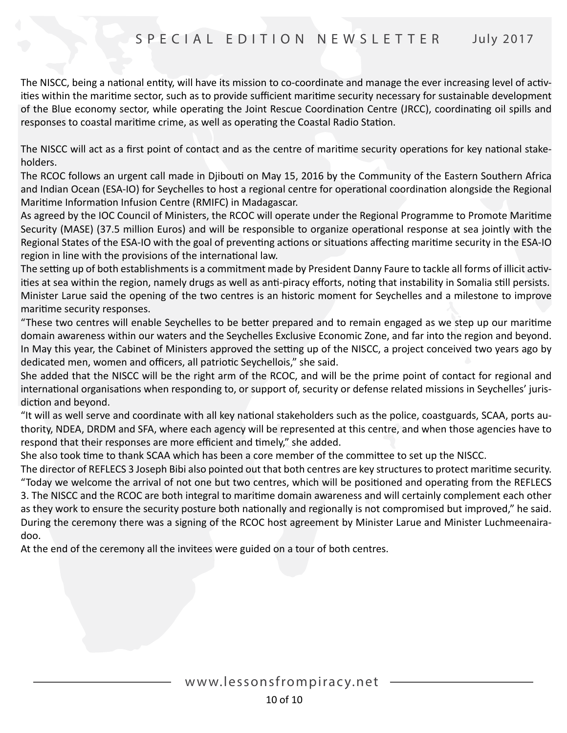The NISCC, being a national entity, will have its mission to co-coordinate and manage the ever increasing level of activities within the maritime sector, such as to provide sufficient maritime security necessary for sustainable development of the Blue economy sector, while operating the Joint Rescue Coordination Centre (JRCC), coordinating oil spills and responses to coastal maritime crime, as well as operating the Coastal Radio Station.

The NISCC will act as a first point of contact and as the centre of maritime security operations for key national stakeholders.

The RCOC follows an urgent call made in Djibouti on May 15, 2016 by the Community of the Eastern Southern Africa and Indian Ocean (ESA-IO) for Seychelles to host a regional centre for operational coordination alongside the Regional Maritime Information Infusion Centre (RMIFC) in Madagascar.

As agreed by the IOC Council of Ministers, the RCOC will operate under the Regional Programme to Promote Maritime Security (MASE) (37.5 million Euros) and will be responsible to organize operational response at sea jointly with the Regional States of the ESA-IO with the goal of preventing actions or situations affecting maritime security in the ESA-IO region in line with the provisions of the international law.

The setting up of both establishments is a commitment made by President Danny Faure to tackle all forms of illicit activities at sea within the region, namely drugs as well as anti-piracy efforts, noting that instability in Somalia still persists.

Minister Larue said the opening of the two centres is an historic moment for Seychelles and a milestone to improve maritime security responses.

"These two centres will enable Seychelles to be better prepared and to remain engaged as we step up our maritime domain awareness within our waters and the Seychelles Exclusive Economic Zone, and far into the region and beyond. In May this year, the Cabinet of Ministers approved the setting up of the NISCC, a project conceived two years ago by dedicated men, women and officers, all patriotic Seychellois," she said.

She added that the NISCC will be the right arm of the RCOC, and will be the prime point of contact for regional and international organisations when responding to, or support of, security or defense related missions in Seychelles' jurisdiction and beyond.

"It will as well serve and coordinate with all key national stakeholders such as the police, coastguards, SCAA, ports authority, NDEA, DRDM and SFA, where each agency will be represented at this centre, and when those agencies have to respond that their responses are more efficient and timely," she added.

She also took time to thank SCAA which has been a core member of the committee to set up the NISCC.

The director of REFLECS 3 Joseph Bibi also pointed out that both centres are key structures to protect maritime security. "Today we welcome the arrival of not one but two centres, which will be positioned and operating from the REFLECS 3. The NISCC and the RCOC are both integral to maritime domain awareness and will certainly complement each other as they work to ensure the security posture both nationally and regionally is not compromised but improved," he said.

During the ceremony there was a signing of the RCOC host agreement by Minister Larue and Minister Luchmeenairadoo.

At the end of the ceremony all the invitees were guided on a tour of both centres.